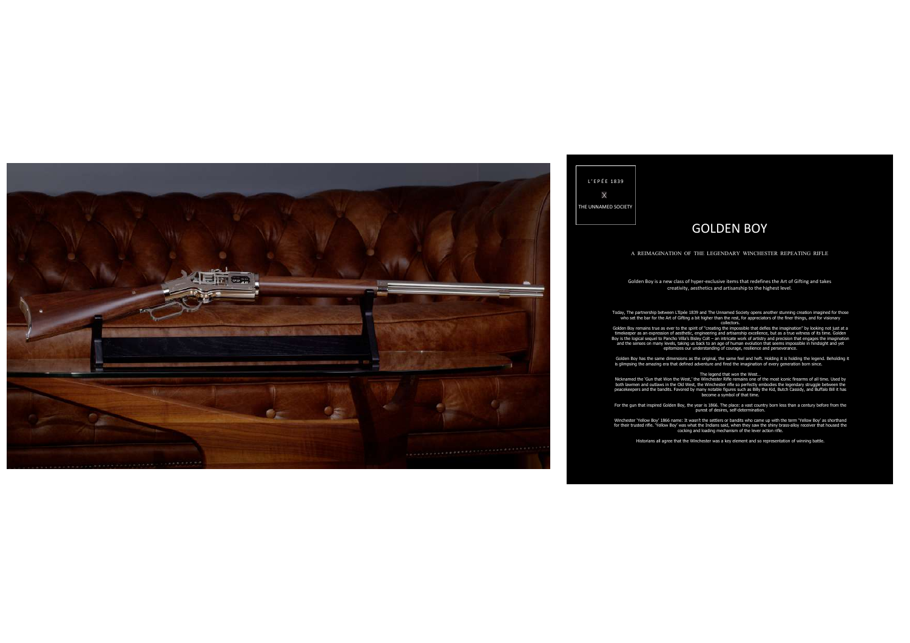L'EPÉE 1839

X

THE UNNAMED SOCIETY

# GOLDEN BOY

A REIMAGINATION OF THE LEGENDARY WINCHESTER REPEATING RIFLE

Golden Boy is a new class of hyper-exclusive items that redefines the Art of Gifting and takes creativity, aesthetics and artisanship to the highest level.

Today, The partnership between L'Epée 1839 and The Unnamed Society opens another stunning creation imagined for those who set the bar for the Art of Gifting a bit higher than the rest, for appreciators of the finer things, and for visionary collectors.

Golden Boy remains true as ever to the spirit of "creating the impossible that defies the imagination" by looking not just at a timekeeper as an expression of aesthetic, engineering and artisanship excellence, but as a true witness of its time. Golden Boy is the logical sequel to Pancho Villa's Bisley Colt – an intricate work of artistry and precision that engages the imagination and the senses on many levels, taking us back to an age of human evolution that seems impossible in hindsight and yet epitomizes our understanding of courage, resilience and perseverance.

Golden Boy has the same dimensions as the original, the same feel and heft. Holding it is holding the legend. Beholding it is glimpsing the amazing era that defined adventure and fired the imagination of every generation born since.

The legend that won the West...

Nicknamed the 'Gun that Won the West,' the Winchester Rifle remains one of the most iconic firearms of all time. Used by both lawmen and outlaws in the Old West, the Winchester rifle so perfectly embodies the legendary struggle between the peacekeepers and the bandits. Favored by many notable figures such as Billy the Kid, Butch Cassidy, and Buffalo Bill it has become a symbol of that time.

For the gun that inspired Golden Boy, the year is 1866. The place: a vast country born less than a century before from the purest of desires, self-determination.

Winchester 'Yellow Boy' 1866 name: It wasn't the settlers or bandits who came up with the term 'Yellow Boy' as shorthand for their trusted rifle. 'Yellow Boy' was what the Indians said, when they saw the shiny brass-alloy receiver that housed the cocking and loading mechanism of the lever action rifle.

Historians all agree that the Winchester was a key element and so representation of winning battle.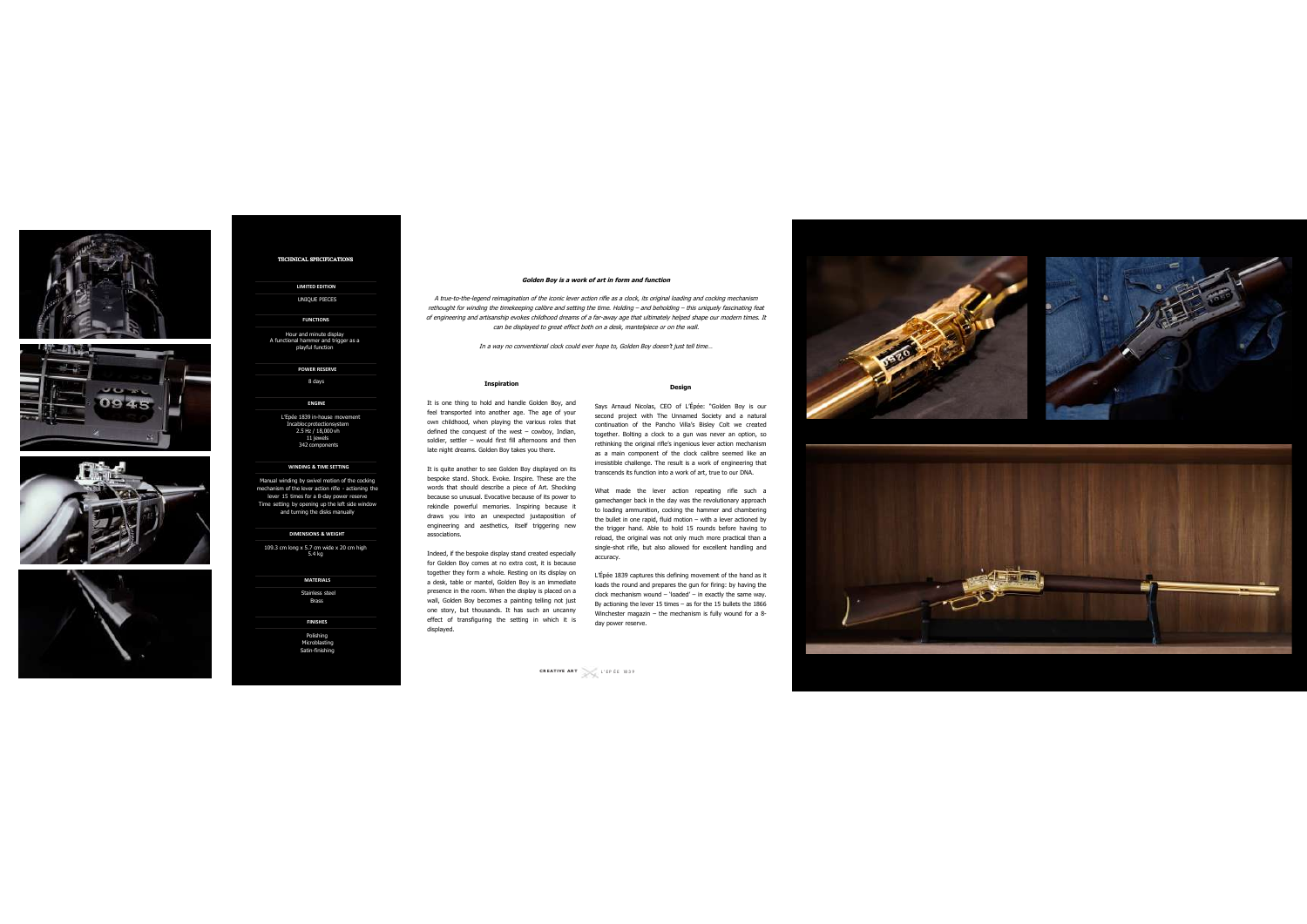## TECHNICAL SPECIFICATIONS

**LIMITED EDITION**

UNIQUE PIECES

**FUNCTIONS**

Hour and minute display
A functional hammer and trigger as a playful function

**POWER RESERVE**

8 days

**ENGINE**

L'Épée 1839 in-house movement
Incabloc protection system
2.5 Hz / 18,000 vh
11 jewels
342 components

**WINDING & TIME SETTING**

Manual winding by swivel motion of the cocking mechanism of the lever action rifle - actioning the lever 15 times for a 8-day power reserve
Time setting by opening up the left side window and turning the disks manually

**DIMENSIONS & WEIGHT**

109.3 cm long x 5.7 cm wide x 20 cm high
5.4 kg

**MATERIALS**

Stainless steel
Brass

**FINISHES**

Polishing
Microblasting
Satin-finishing

### *Golden Boy is a work of art in form and function*

*A true-to-the-legend reimagination of the iconic lever action rifle as a clock, its original loading and cocking mechanism rethought for winding the timekeeping calibre and setting the time. Holding – and beholding – this uniquely fascinating feat of engineering and artisanship evokes childhood dreams of a far-away age that ultimately helped shape our modern times. It can be displayed to great effect both on a desk, mantelpiece or on the wall.*

*In a way no conventional clock could ever hope to, Golden Boy doesn't just tell time…*

### Inspiration

It is one thing to hold and handle Golden Boy, and feel transported into another age. The age of your own childhood, when playing the various roles that defined the conquest of the west – cowboy, Indian, soldier, settler – would first fill afternoons and then late night dreams. Golden Boy takes you there.

It is quite another to see Golden Boy displayed on its bespoke stand. Shock. Evoke. Inspire. These are the words that should describe a piece of Art. Shocking because so unusual. Evocative because of its power to rekindle powerful memories. Inspiring because it draws you into an unexpected juxtaposition of engineering and aesthetics, itself triggering new associations.

Indeed, if the bespoke display stand created especially for Golden Boy comes at no extra cost, it is because together they form a whole. Resting on its display on a desk, table or mantel, Golden Boy is an immediate presence in the room. When the display is placed on a wall, Golden Boy becomes a painting telling not just one story, but thousands. It has such an uncanny effect of transfiguring the setting in which it is displayed.

### Design

Says Arnaud Nicolas, CEO of L'Épée: "Golden Boy is our second project with The Unnamed Society and a natural continuation of the Pancho Villa's Bisley Colt we created together. Bolting a clock to a gun was never an option, so rethinking the original rifle's ingenious lever action mechanism as a main component of the clock calibre seemed like an irresistible challenge. The result is a work of engineering that transcends its function into a work of art, true to our DNA.

What made the lever action repeating rifle such a gamechanger back in the day was the revolutionary approach to loading ammunition, cocking the hammer and chambering the bullet in one rapid, fluid motion – with a lever actioned by the trigger hand. Able to hold 15 rounds before having to reload, the original was not only much more practical than a single-shot rifle, but also allowed for excellent handling and accuracy.

L'Épée 1839 captures this defining movement of the hand as it loads the round and prepares the gun for firing: by having the clock mechanism wound – 'loaded' – in exactly the same way. By actioning the lever 15 times – as for the 15 bullets the 1866 Winchester magazin – the mechanism is fully wound for a 8-day power reserve.

CREATIVE ART L'ÉPÉE 1839